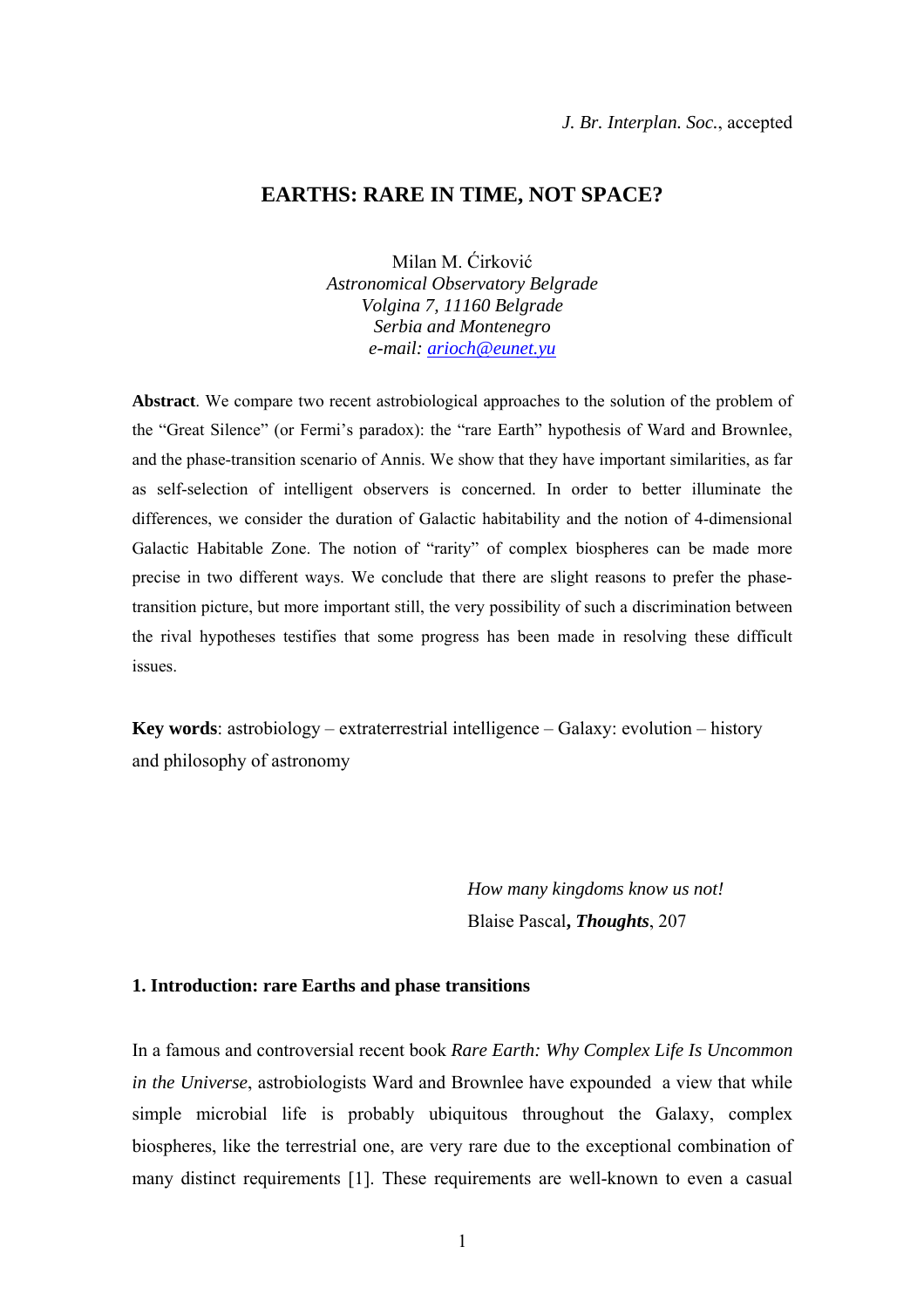*J. Br. Interplan. Soc.*, accepted

# EARTHS: RARE IN TIME, NOT SPACE?

Milan M. Ćirković
*Astronomical Observatory Belgrade*
*Volgina 7, 11160 Belgrade*
*Serbia and Montenegro*
*e-mail: arioch@eunet.yu*

**Abstract**. We compare two recent astrobiological approaches to the solution of the problem of the "Great Silence" (or Fermi's paradox): the "rare Earth" hypothesis of Ward and Brownlee, and the phase-transition scenario of Annis. We show that they have important similarities, as far as self-selection of intelligent observers is concerned. In order to better illuminate the differences, we consider the duration of Galactic habitability and the notion of 4-dimensional Galactic Habitable Zone. The notion of "rarity" of complex biospheres can be made more precise in two different ways. We conclude that there are slight reasons to prefer the phase-transition picture, but more important still, the very possibility of such a discrimination between the rival hypotheses testifies that some progress has been made in resolving these difficult issues.

**Key words**: astrobiology – extraterrestrial intelligence – Galaxy: evolution – history and philosophy of astronomy

*How many kingdoms know us not!*
Blaise Pascal***, Thoughts***, 207

## 1. Introduction: rare Earths and phase transitions

In a famous and controversial recent book *Rare Earth: Why Complex Life Is Uncommon in the Universe*, astrobiologists Ward and Brownlee have expounded a view that while simple microbial life is probably ubiquitous throughout the Galaxy, complex biospheres, like the terrestrial one, are very rare due to the exceptional combination of many distinct requirements [1]. These requirements are well-known to even a casual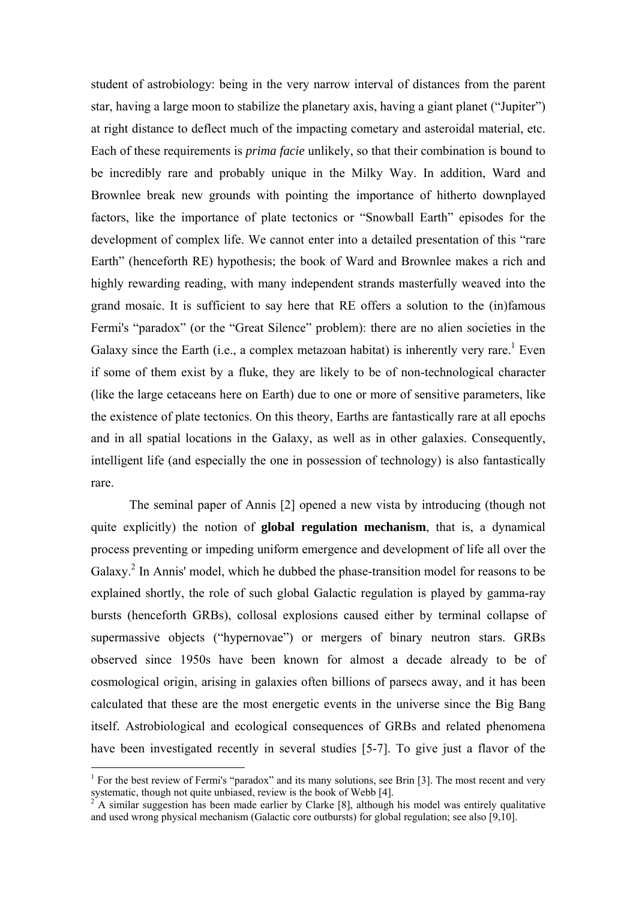student of astrobiology: being in the very narrow interval of distances from the parent star, having a large moon to stabilize the planetary axis, having a giant planet ("Jupiter") at right distance to deflect much of the impacting cometary and asteroidal material, etc. Each of these requirements is *prima facie* unlikely, so that their combination is bound to be incredibly rare and probably unique in the Milky Way. In addition, Ward and Brownlee break new grounds with pointing the importance of hitherto downplayed factors, like the importance of plate tectonics or "Snowball Earth" episodes for the development of complex life. We cannot enter into a detailed presentation of this "rare Earth" (henceforth RE) hypothesis; the book of Ward and Brownlee makes a rich and highly rewarding reading, with many independent strands masterfully weaved into the grand mosaic. It is sufficient to say here that RE offers a solution to the (in)famous Fermi's "paradox" (or the "Great Silence" problem): there are no alien societies in the Galaxy since the Earth (i.e., a complex metazoan habitat) is inherently very rare.[1] Even if some of them exist by a fluke, they are likely to be of non-technological character (like the large cetaceans here on Earth) due to one or more of sensitive parameters, like the existence of plate tectonics. On this theory, Earths are fantastically rare at all epochs and in all spatial locations in the Galaxy, as well as in other galaxies. Consequently, intelligent life (and especially the one in possession of technology) is also fantastically rare.

The seminal paper of Annis [2] opened a new vista by introducing (though not quite explicitly) the notion of **global regulation mechanism**, that is, a dynamical process preventing or impeding uniform emergence and development of life all over the Galaxy.[2] In Annis' model, which he dubbed the phase-transition model for reasons to be explained shortly, the role of such global Galactic regulation is played by gamma-ray bursts (henceforth GRBs), collosal explosions caused either by terminal collapse of supermassive objects ("hypernovae") or mergers of binary neutron stars. GRBs observed since 1950s have been known for almost a decade already to be of cosmological origin, arising in galaxies often billions of parsecs away, and it has been calculated that these are the most energetic events in the universe since the Big Bang itself. Astrobiological and ecological consequences of GRBs and related phenomena have been investigated recently in several studies [5-7]. To give just a flavor of the

---

[1] For the best review of Fermi's "paradox" and its many solutions, see Brin [3]. The most recent and very systematic, though not quite unbiased, review is the book of Webb [4].

[2] A similar suggestion has been made earlier by Clarke [8], although his model was entirely qualitative and used wrong physical mechanism (Galactic core outbursts) for global regulation; see also [9,10].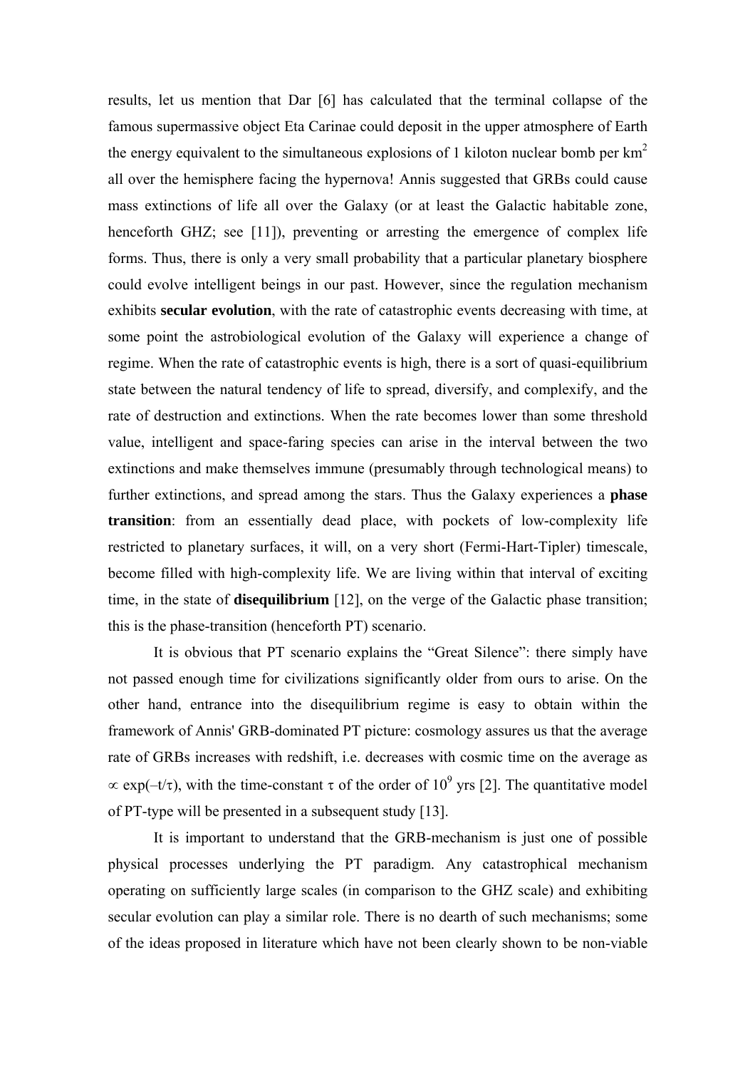results, let us mention that Dar [6] has calculated that the terminal collapse of the famous supermassive object Eta Carinae could deposit in the upper atmosphere of Earth the energy equivalent to the simultaneous explosions of 1 kiloton nuclear bomb per km$^2$ all over the hemisphere facing the hypernova! Annis suggested that GRBs could cause mass extinctions of life all over the Galaxy (or at least the Galactic habitable zone, henceforth GHZ; see [11]), preventing or arresting the emergence of complex life forms. Thus, there is only a very small probability that a particular planetary biosphere could evolve intelligent beings in our past. However, since the regulation mechanism exhibits **secular evolution**, with the rate of catastrophic events decreasing with time, at some point the astrobiological evolution of the Galaxy will experience a change of regime. When the rate of catastrophic events is high, there is a sort of quasi-equilibrium state between the natural tendency of life to spread, diversify, and complexify, and the rate of destruction and extinctions. When the rate becomes lower than some threshold value, intelligent and space-faring species can arise in the interval between the two extinctions and make themselves immune (presumably through technological means) to further extinctions, and spread among the stars. Thus the Galaxy experiences a **phase transition**: from an essentially dead place, with pockets of low-complexity life restricted to planetary surfaces, it will, on a very short (Fermi-Hart-Tipler) timescale, become filled with high-complexity life. We are living within that interval of exciting time, in the state of **disequilibrium** [12], on the verge of the Galactic phase transition; this is the phase-transition (henceforth PT) scenario.

It is obvious that PT scenario explains the "Great Silence": there simply have not passed enough time for civilizations significantly older from ours to arise. On the other hand, entrance into the disequilibrium regime is easy to obtain within the framework of Annis' GRB-dominated PT picture: cosmology assures us that the average rate of GRBs increases with redshift, i.e. decreases with cosmic time on the average as $\propto \exp(-t/\tau)$, with the time-constant $\tau$ of the order of $10^9$ yrs [2]. The quantitative model of PT-type will be presented in a subsequent study [13].

It is important to understand that the GRB-mechanism is just one of possible physical processes underlying the PT paradigm. Any catastrophical mechanism operating on sufficiently large scales (in comparison to the GHZ scale) and exhibiting secular evolution can play a similar role. There is no dearth of such mechanisms; some of the ideas proposed in literature which have not been clearly shown to be non-viable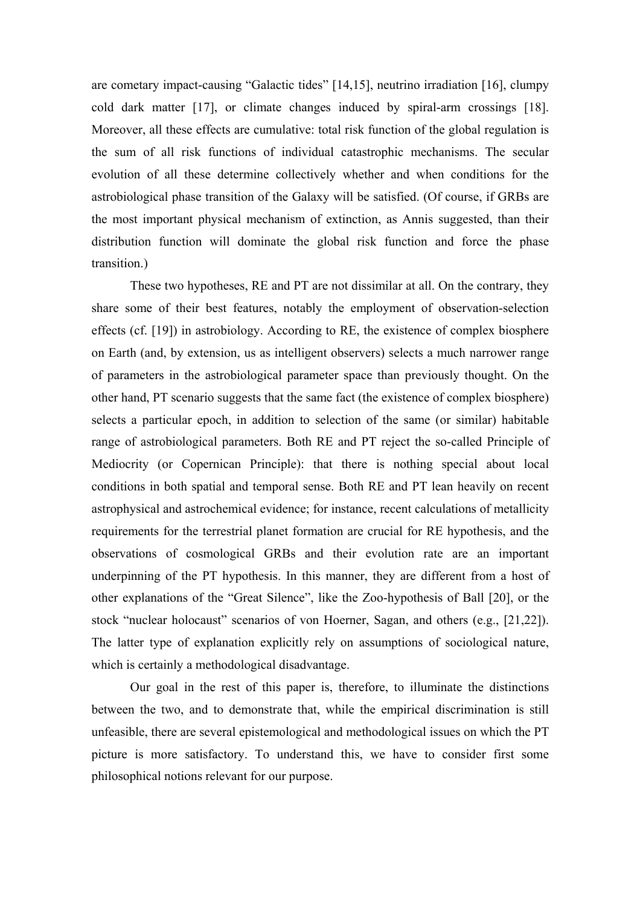are cometary impact-causing "Galactic tides" [14,15], neutrino irradiation [16], clumpy cold dark matter [17], or climate changes induced by spiral-arm crossings [18]. Moreover, all these effects are cumulative: total risk function of the global regulation is the sum of all risk functions of individual catastrophic mechanisms. The secular evolution of all these determine collectively whether and when conditions for the astrobiological phase transition of the Galaxy will be satisfied. (Of course, if GRBs are the most important physical mechanism of extinction, as Annis suggested, than their distribution function will dominate the global risk function and force the phase transition.)

These two hypotheses, RE and PT are not dissimilar at all. On the contrary, they share some of their best features, notably the employment of observation-selection effects (cf. [19]) in astrobiology. According to RE, the existence of complex biosphere on Earth (and, by extension, us as intelligent observers) selects a much narrower range of parameters in the astrobiological parameter space than previously thought. On the other hand, PT scenario suggests that the same fact (the existence of complex biosphere) selects a particular epoch, in addition to selection of the same (or similar) habitable range of astrobiological parameters. Both RE and PT reject the so-called Principle of Mediocrity (or Copernican Principle): that there is nothing special about local conditions in both spatial and temporal sense. Both RE and PT lean heavily on recent astrophysical and astrochemical evidence; for instance, recent calculations of metallicity requirements for the terrestrial planet formation are crucial for RE hypothesis, and the observations of cosmological GRBs and their evolution rate are an important underpinning of the PT hypothesis. In this manner, they are different from a host of other explanations of the "Great Silence", like the Zoo-hypothesis of Ball [20], or the stock "nuclear holocaust" scenarios of von Hoerner, Sagan, and others (e.g., [21,22]). The latter type of explanation explicitly rely on assumptions of sociological nature, which is certainly a methodological disadvantage.

Our goal in the rest of this paper is, therefore, to illuminate the distinctions between the two, and to demonstrate that, while the empirical discrimination is still unfeasible, there are several epistemological and methodological issues on which the PT picture is more satisfactory. To understand this, we have to consider first some philosophical notions relevant for our purpose.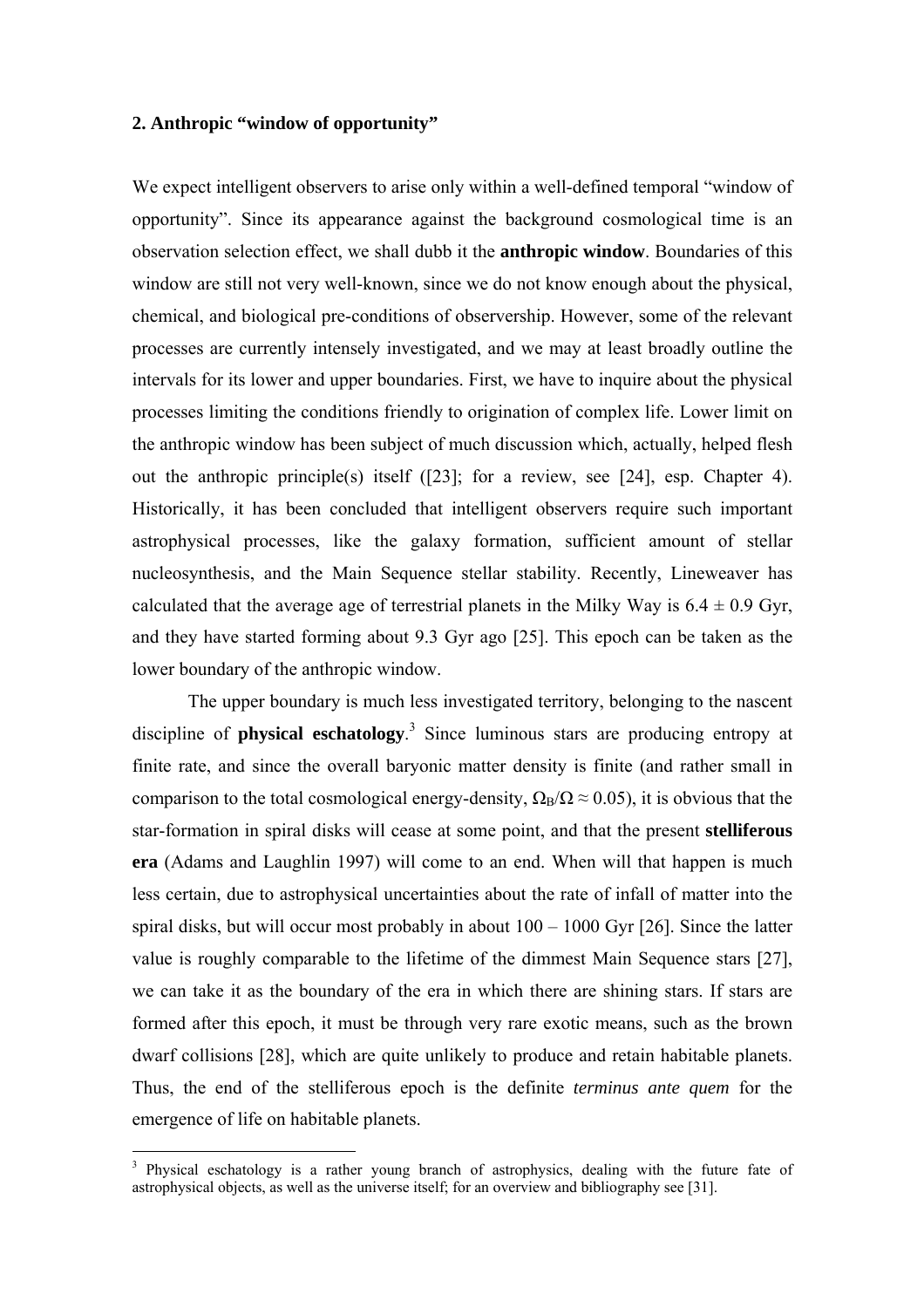## 2. Anthropic "window of opportunity"

We expect intelligent observers to arise only within a well-defined temporal "window of opportunity". Since its appearance against the background cosmological time is an observation selection effect, we shall dub it the **anthropic window**. Boundaries of this window are still not very well-known, since we do not know enough about the physical, chemical, and biological pre-conditions of observership. However, some of the relevant processes are currently intensely investigated, and we may at least broadly outline the intervals for its lower and upper boundaries. First, we have to inquire about the physical processes limiting the conditions friendly to origination of complex life. Lower limit on the anthropic window has been subject of much discussion which, actually, helped flesh out the anthropic principle(s) itself ([23]; for a review, see [24], esp. Chapter 4). Historically, it has been concluded that intelligent observers require such important astrophysical processes, like the galaxy formation, sufficient amount of stellar nucleosynthesis, and the Main Sequence stellar stability. Recently, Lineweaver has calculated that the average age of terrestrial planets in the Milky Way is $6.4 \pm 0.9$ Gyr, and they have started forming about 9.3 Gyr ago [25]. This epoch can be taken as the lower boundary of the anthropic window.

The upper boundary is much less investigated territory, belonging to the nascent discipline of **physical eschatology**.[3] Since luminous stars are producing entropy at finite rate, and since the overall baryonic matter density is finite (and rather small in comparison to the total cosmological energy-density, $\Omega_B/\Omega \approx 0.05$), it is obvious that the star-formation in spiral disks will cease at some point, and that the present **stelliferous era** (Adams and Laughlin 1997) will come to an end. When will that happen is much less certain, due to astrophysical uncertainties about the rate of infall of matter into the spiral disks, but will occur most probably in about 100 – 1000 Gyr [26]. Since the latter value is roughly comparable to the lifetime of the dimmest Main Sequence stars [27], we can take it as the boundary of the era in which there are shining stars. If stars are formed after this epoch, it must be through very rare exotic means, such as the brown dwarf collisions [28], which are quite unlikely to produce and retain habitable planets. Thus, the end of the stelliferous epoch is the definite *terminus ante quem* for the emergence of life on habitable planets.

[3] Physical eschatology is a rather young branch of astrophysics, dealing with the future fate of astrophysical objects, as well as the universe itself; for an overview and bibliography see [31].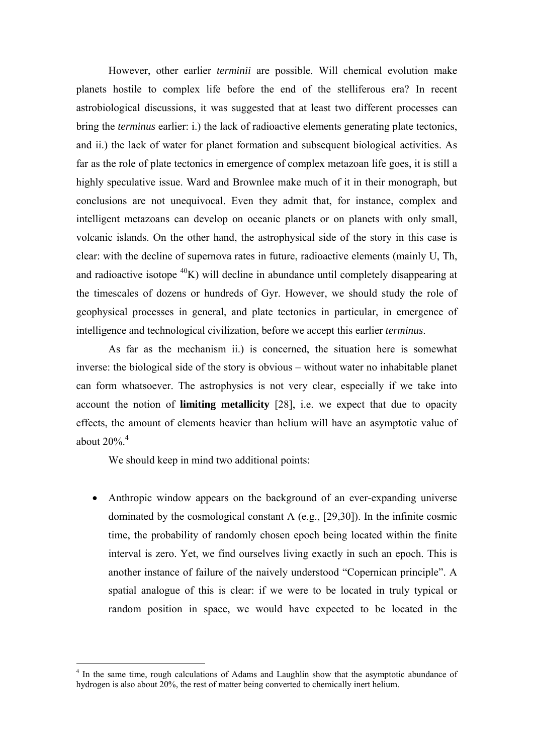However, other earlier *terminii* are possible. Will chemical evolution make planets hostile to complex life before the end of the stelliferous era? In recent astrobiological discussions, it was suggested that at least two different processes can bring the *terminus* earlier: i.) the lack of radioactive elements generating plate tectonics, and ii.) the lack of water for planet formation and subsequent biological activities. As far as the role of plate tectonics in emergence of complex metazoan life goes, it is still a highly speculative issue. Ward and Brownlee make much of it in their monograph, but conclusions are not unequivocal. Even they admit that, for instance, complex and intelligent metazoans can develop on oceanic planets or on planets with only small, volcanic islands. On the other hand, the astrophysical side of the story in this case is clear: with the decline of supernova rates in future, radioactive elements (mainly U, Th, and radioactive isotope $^{40}$K) will decline in abundance until completely disappearing at the timescales of dozens or hundreds of Gyr. However, we should study the role of geophysical processes in general, and plate tectonics in particular, in emergence of intelligence and technological civilization, before we accept this earlier *terminus*.

As far as the mechanism ii.) is concerned, the situation here is somewhat inverse: the biological side of the story is obvious – without water no inhabitable planet can form whatsoever. The astrophysics is not very clear, especially if we take into account the notion of **limiting metallicity** [28], i.e. we expect that due to opacity effects, the amount of elements heavier than helium will have an asymptotic value of about 20%.[4]

We should keep in mind two additional points:

- Anthropic window appears on the background of an ever-expanding universe dominated by the cosmological constant $\Lambda$ (e.g., [29,30]). In the infinite cosmic time, the probability of randomly chosen epoch being located within the finite interval is zero. Yet, we find ourselves living exactly in such an epoch. This is another instance of failure of the naively understood "Copernican principle". A spatial analogue of this is clear: if we were to be located in truly typical or random position in space, we would have expected to be located in the

[4] In the same time, rough calculations of Adams and Laughlin show that the asymptotic abundance of hydrogen is also about 20%, the rest of matter being converted to chemically inert helium.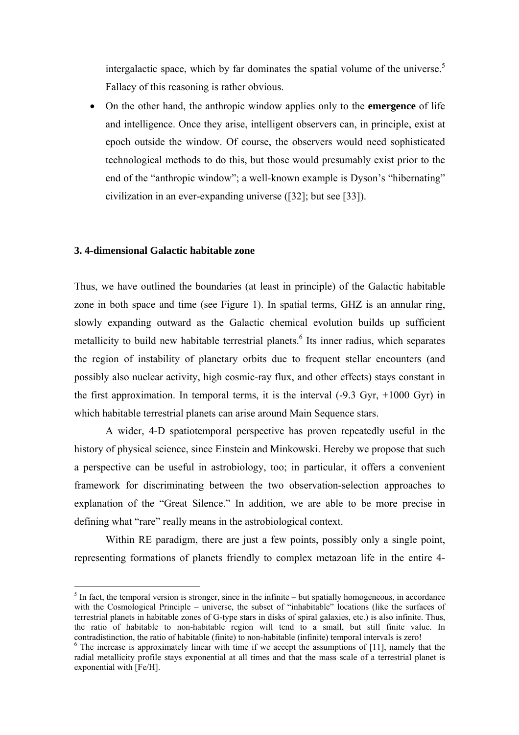intergalactic space, which by far dominates the spatial volume of the universe.[5] Fallacy of this reasoning is rather obvious.

- On the other hand, the anthropic window applies only to the **emergence** of life and intelligence. Once they arise, intelligent observers can, in principle, exist at epoch outside the window. Of course, the observers would need sophisticated technological methods to do this, but those would presumably exist prior to the end of the "anthropic window"; a well-known example is Dyson's "hibernating" civilization in an ever-expanding universe ([32]; but see [33]).

### 3. 4-dimensional Galactic habitable zone

Thus, we have outlined the boundaries (at least in principle) of the Galactic habitable zone in both space and time (see Figure 1). In spatial terms, GHZ is an annular ring, slowly expanding outward as the Galactic chemical evolution builds up sufficient metallicity to build new habitable terrestrial planets.[6] Its inner radius, which separates the region of instability of planetary orbits due to frequent stellar encounters (and possibly also nuclear activity, high cosmic-ray flux, and other effects) stays constant in the first approximation. In temporal terms, it is the interval (-9.3 Gyr, +1000 Gyr) in which habitable terrestrial planets can arise around Main Sequence stars.

A wider, 4-D spatiotemporal perspective has proven repeatedly useful in the history of physical science, since Einstein and Minkowski. Hereby we propose that such a perspective can be useful in astrobiology, too; in particular, it offers a convenient framework for discriminating between the two observation-selection approaches to explanation of the "Great Silence." In addition, we are able to be more precise in defining what "rare" really means in the astrobiological context.

Within RE paradigm, there are just a few points, possibly only a single point, representing formations of planets friendly to complex metazoan life in the entire 4-

---

[5] In fact, the temporal version is stronger, since in the infinite – but spatially homogeneous, in accordance with the Cosmological Principle – universe, the subset of "inhabitable" locations (like the surfaces of terrestrial planets in habitable zones of G-type stars in disks of spiral galaxies, etc.) is also infinite. Thus, the ratio of habitable to non-habitable region will tend to a small, but still finite value. In contradistinction, the ratio of habitable (finite) to non-habitable (infinite) temporal intervals is zero!

[6] The increase is approximately linear with time if we accept the assumptions of [11], namely that the radial metallicity profile stays exponential at all times and that the mass scale of a terrestrial planet is exponential with [Fe/H].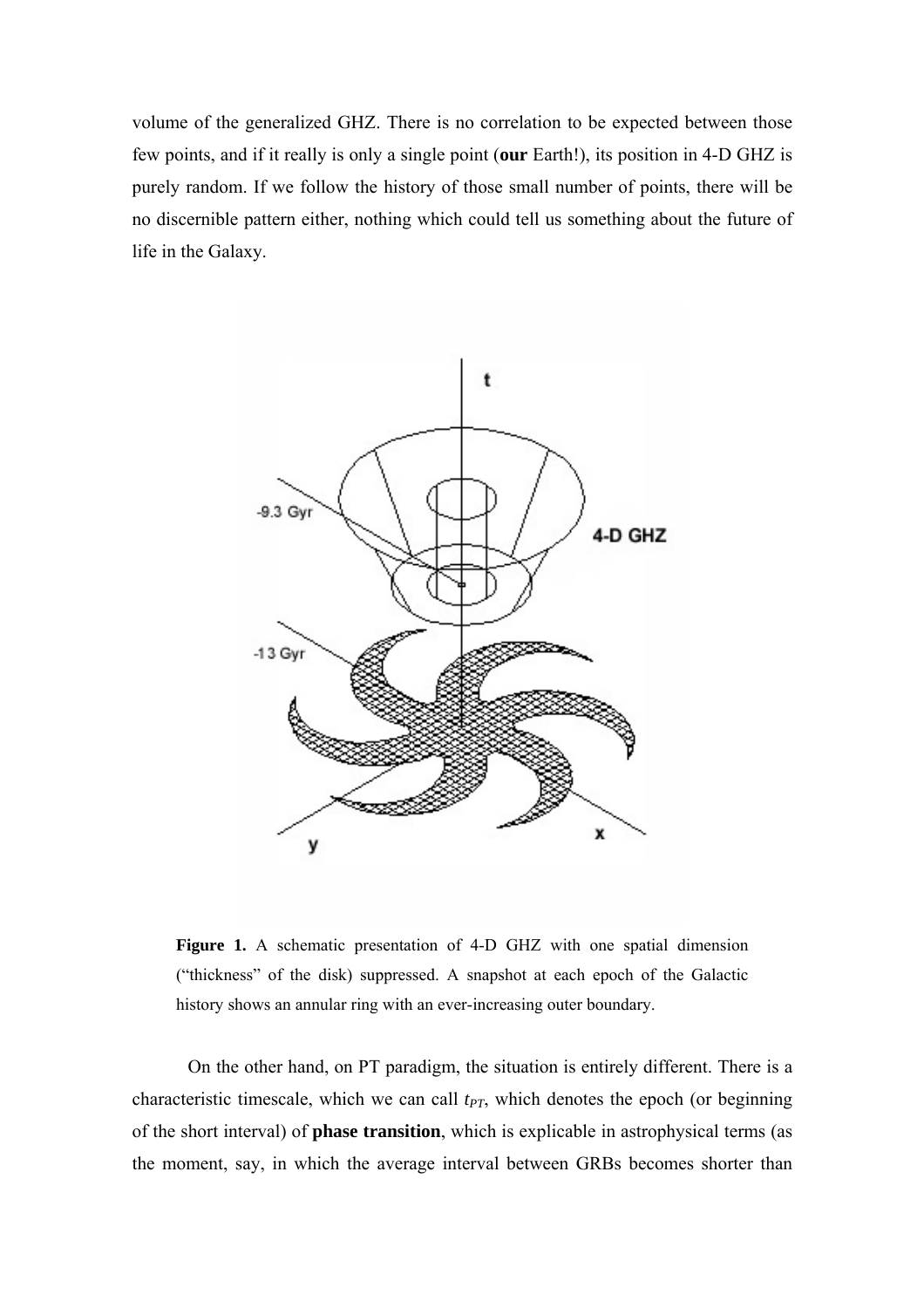volume of the generalized GHZ. There is no correlation to be expected between those few points, and if it really is only a single point (**our** Earth!), its position in 4-D GHZ is purely random. If we follow the history of those small number of points, there will be no discernible pattern either, nothing which could tell us something about the future of life in the Galaxy.

**Figure 1.** A schematic presentation of 4-D GHZ with one spatial dimension ("thickness" of the disk) suppressed. A snapshot at each epoch of the Galactic history shows an annular ring with an ever-increasing outer boundary.

On the other hand, on PT paradigm, the situation is entirely different. There is a characteristic timescale, which we can call $t_{PT}$, which denotes the epoch (or beginning of the short interval) of **phase transition**, which is explicable in astrophysical terms (as the moment, say, in which the average interval between GRBs becomes shorter than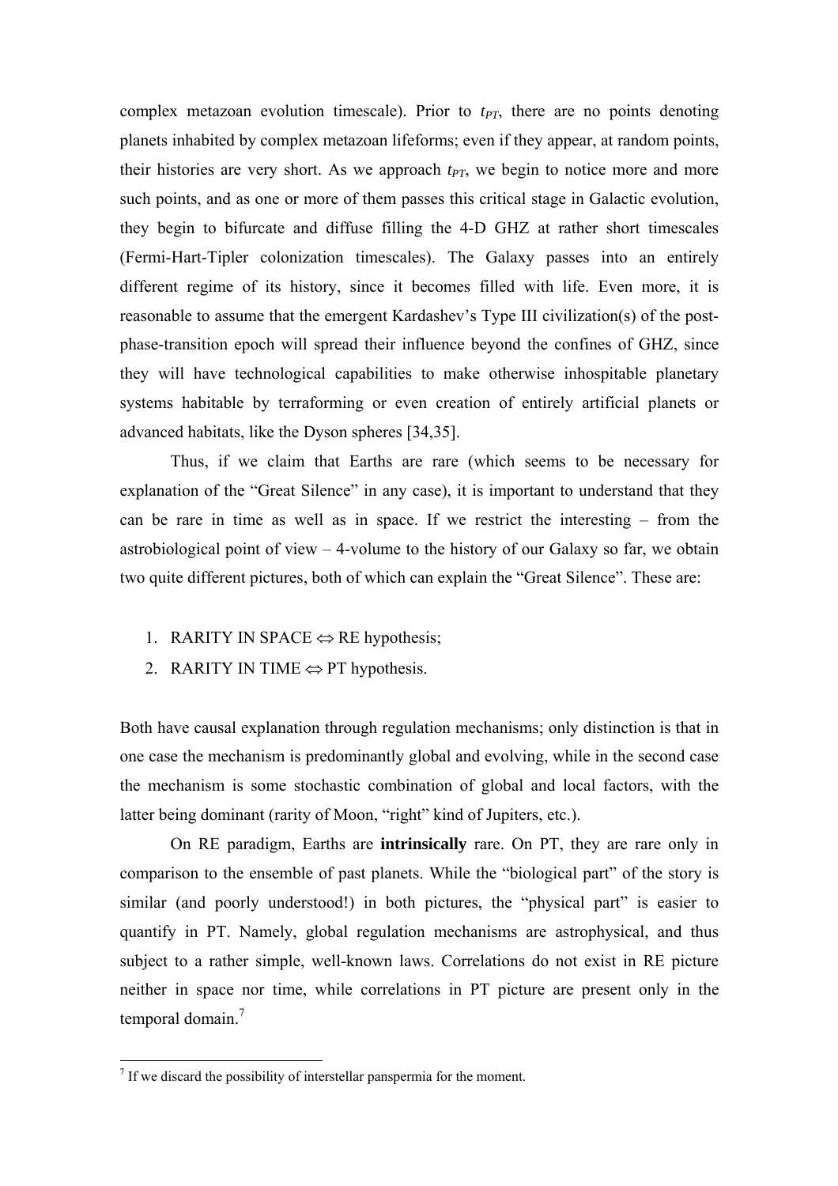complex metazoan evolution timescale). Prior to $t_{PT}$, there are no points denoting planets inhabited by complex metazoan lifeforms; even if they appear, at random points, their histories are very short. As we approach $t_{PT}$, we begin to notice more and more such points, and as one or more of them passes this critical stage in Galactic evolution, they begin to bifurcate and diffuse filling the 4-D GHZ at rather short timescales (Fermi-Hart-Tipler colonization timescales). The Galaxy passes into an entirely different regime of its history, since it becomes filled with life. Even more, it is reasonable to assume that the emergent Kardashev's Type III civilization(s) of the post-phase-transition epoch will spread their influence beyond the confines of GHZ, since they will have technological capabilities to make otherwise inhospitable planetary systems habitable by terraforming or even creation of entirely artificial planets or advanced habitats, like the Dyson spheres [34,35].

Thus, if we claim that Earths are rare (which seems to be necessary for explanation of the "Great Silence" in any case), it is important to understand that they can be rare in time as well as in space. If we restrict the interesting – from the astrobiological point of view – 4-volume to the history of our Galaxy so far, we obtain two quite different pictures, both of which can explain the "Great Silence". These are:

1. RARITY IN SPACE $\Leftrightarrow$ RE hypothesis;
2. RARITY IN TIME $\Leftrightarrow$ PT hypothesis.

Both have causal explanation through regulation mechanisms; only distinction is that in one case the mechanism is predominantly global and evolving, while in the second case the mechanism is some stochastic combination of global and local factors, with the latter being dominant (rarity of Moon, "right" kind of Jupiters, etc.).

On RE paradigm, Earths are **intrinsically** rare. On PT, they are rare only in comparison to the ensemble of past planets. While the "biological part" of the story is similar (and poorly understood!) in both pictures, the "physical part" is easier to quantify in PT. Namely, global regulation mechanisms are astrophysical, and thus subject to a rather simple, well-known laws. Correlations do not exist in RE picture neither in space nor time, while correlations in PT picture are present only in the temporal domain.[7]

[7] If we discard the possibility of interstellar panspermia for the moment.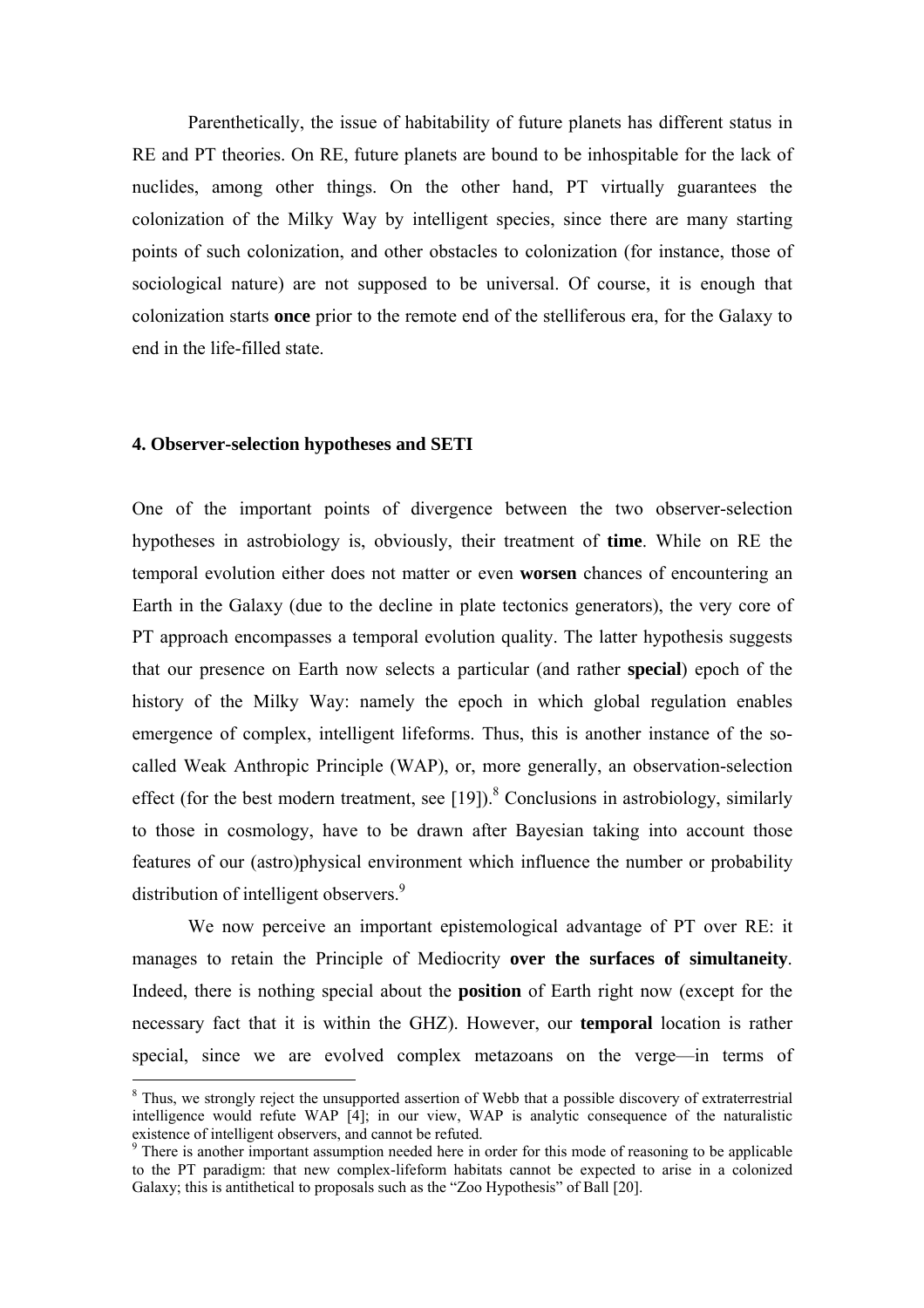Parenthetically, the issue of habitability of future planets has different status in RE and PT theories. On RE, future planets are bound to be inhospitable for the lack of nuclides, among other things. On the other hand, PT virtually guarantees the colonization of the Milky Way by intelligent species, since there are many starting points of such colonization, and other obstacles to colonization (for instance, those of sociological nature) are not supposed to be universal. Of course, it is enough that colonization starts **once** prior to the remote end of the stelliferous era, for the Galaxy to end in the life-filled state.

### 4. Observer-selection hypotheses and SETI

One of the important points of divergence between the two observer-selection hypotheses in astrobiology is, obviously, their treatment of **time**. While on RE the temporal evolution either does not matter or even **worsen** chances of encountering an Earth in the Galaxy (due to the decline in plate tectonics generators), the very core of PT approach encompasses a temporal evolution quality. The latter hypothesis suggests that our presence on Earth now selects a particular (and rather **special**) epoch of the history of the Milky Way: namely the epoch in which global regulation enables emergence of complex, intelligent lifeforms. Thus, this is another instance of the so-called Weak Anthropic Principle (WAP), or, more generally, an observation-selection effect (for the best modern treatment, see [19]).[8] Conclusions in astrobiology, similarly to those in cosmology, have to be drawn after Bayesian taking into account those features of our (astro)physical environment which influence the number or probability distribution of intelligent observers.[9]

We now perceive an important epistemological advantage of PT over RE: it manages to retain the Principle of Mediocrity **over the surfaces of simultaneity**. Indeed, there is nothing special about the **position** of Earth right now (except for the necessary fact that it is within the GHZ). However, our **temporal** location is rather special, since we are evolved complex metazoans on the verge—in terms of

[8] Thus, we strongly reject the unsupported assertion of Webb that a possible discovery of extraterrestrial intelligence would refute WAP [4]; in our view, WAP is analytic consequence of the naturalistic existence of intelligent observers, and cannot be refuted.

[9] There is another important assumption needed here in order for this mode of reasoning to be applicable to the PT paradigm: that new complex-lifeform habitats cannot be expected to arise in a colonized Galaxy; this is antithetical to proposals such as the "Zoo Hypothesis" of Ball [20].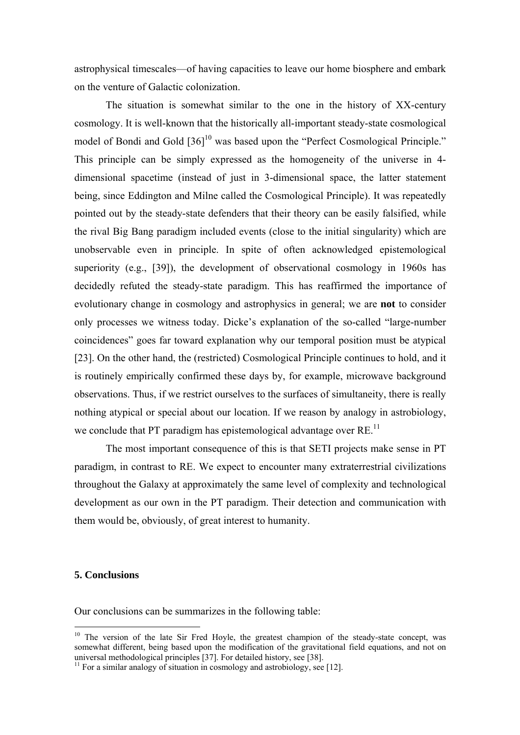astrophysical timescales—of having capacities to leave our home biosphere and embark on the venture of Galactic colonization.

The situation is somewhat similar to the one in the history of XX-century cosmology. It is well-known that the historically all-important steady-state cosmological model of Bondi and Gold [36][10] was based upon the "Perfect Cosmological Principle." This principle can be simply expressed as the homogeneity of the universe in 4-dimensional spacetime (instead of just in 3-dimensional space, the latter statement being, since Eddington and Milne called the Cosmological Principle). It was repeatedly pointed out by the steady-state defenders that their theory can be easily falsified, while the rival Big Bang paradigm included events (close to the initial singularity) which are unobservable even in principle. In spite of often acknowledged epistemological superiority (e.g., [39]), the development of observational cosmology in 1960s has decidedly refuted the steady-state paradigm. This has reaffirmed the importance of evolutionary change in cosmology and astrophysics in general; we are **not** to consider only processes we witness today. Dicke's explanation of the so-called "large-number coincidences" goes far toward explanation why our temporal position must be atypical [23]. On the other hand, the (restricted) Cosmological Principle continues to hold, and it is routinely empirically confirmed these days by, for example, microwave background observations. Thus, if we restrict ourselves to the surfaces of simultaneity, there is really nothing atypical or special about our location. If we reason by analogy in astrobiology, we conclude that PT paradigm has epistemological advantage over RE.[11]

The most important consequence of this is that SETI projects make sense in PT paradigm, in contrast to RE. We expect to encounter many extraterrestrial civilizations throughout the Galaxy at approximately the same level of complexity and technological development as our own in the PT paradigm. Their detection and communication with them would be, obviously, of great interest to humanity.

## 5. Conclusions

Our conclusions can be summarizes in the following table:

---

[10] The version of the late Sir Fred Hoyle, the greatest champion of the steady-state concept, was somewhat different, being based upon the modification of the gravitational field equations, and not on universal methodological principles [37]. For detailed history, see [38].

[11] For a similar analogy of situation in cosmology and astrobiology, see [12].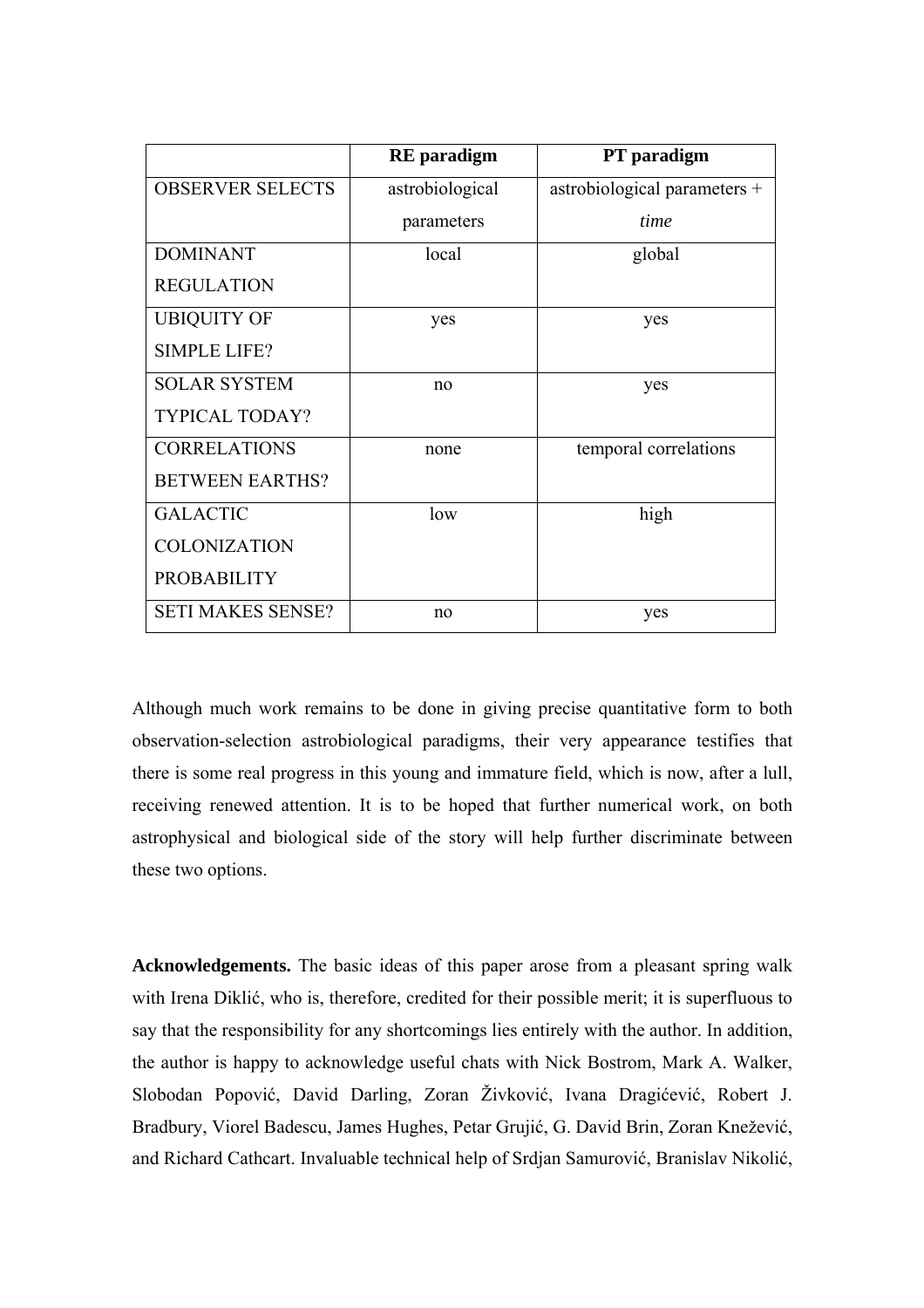| | RE paradigm | PT paradigm |
|---|---|---|
| OBSERVER SELECTS | astrobiological parameters | astrobiological parameters + *time* |
| DOMINANT REGULATION | local | global |
| UBIQUITY OF SIMPLE LIFE? | yes | yes |
| SOLAR SYSTEM TYPICAL TODAY? | no | yes |
| CORRELATIONS BETWEEN EARTHS? | none | temporal correlations |
| GALACTIC COLONIZATION PROBABILITY | low | high |
| SETI MAKES SENSE? | no | yes |

Although much work remains to be done in giving precise quantitative form to both observation-selection astrobiological paradigms, their very appearance testifies that there is some real progress in this young and immature field, which is now, after a lull, receiving renewed attention. It is to be hoped that further numerical work, on both astrophysical and biological side of the story will help further discriminate between these two options.

**Acknowledgements.** The basic ideas of this paper arose from a pleasant spring walk with Irena Diklić, who is, therefore, credited for their possible merit; it is superfluous to say that the responsibility for any shortcomings lies entirely with the author. In addition, the author is happy to acknowledge useful chats with Nick Bostrom, Mark A. Walker, Slobodan Popović, David Darling, Zoran Živković, Ivana Dragićević, Robert J. Bradbury, Viorel Badescu, James Hughes, Petar Grujić, G. David Brin, Zoran Knežević, and Richard Cathcart. Invaluable technical help of Srdjan Samurović, Branislav Nikolić,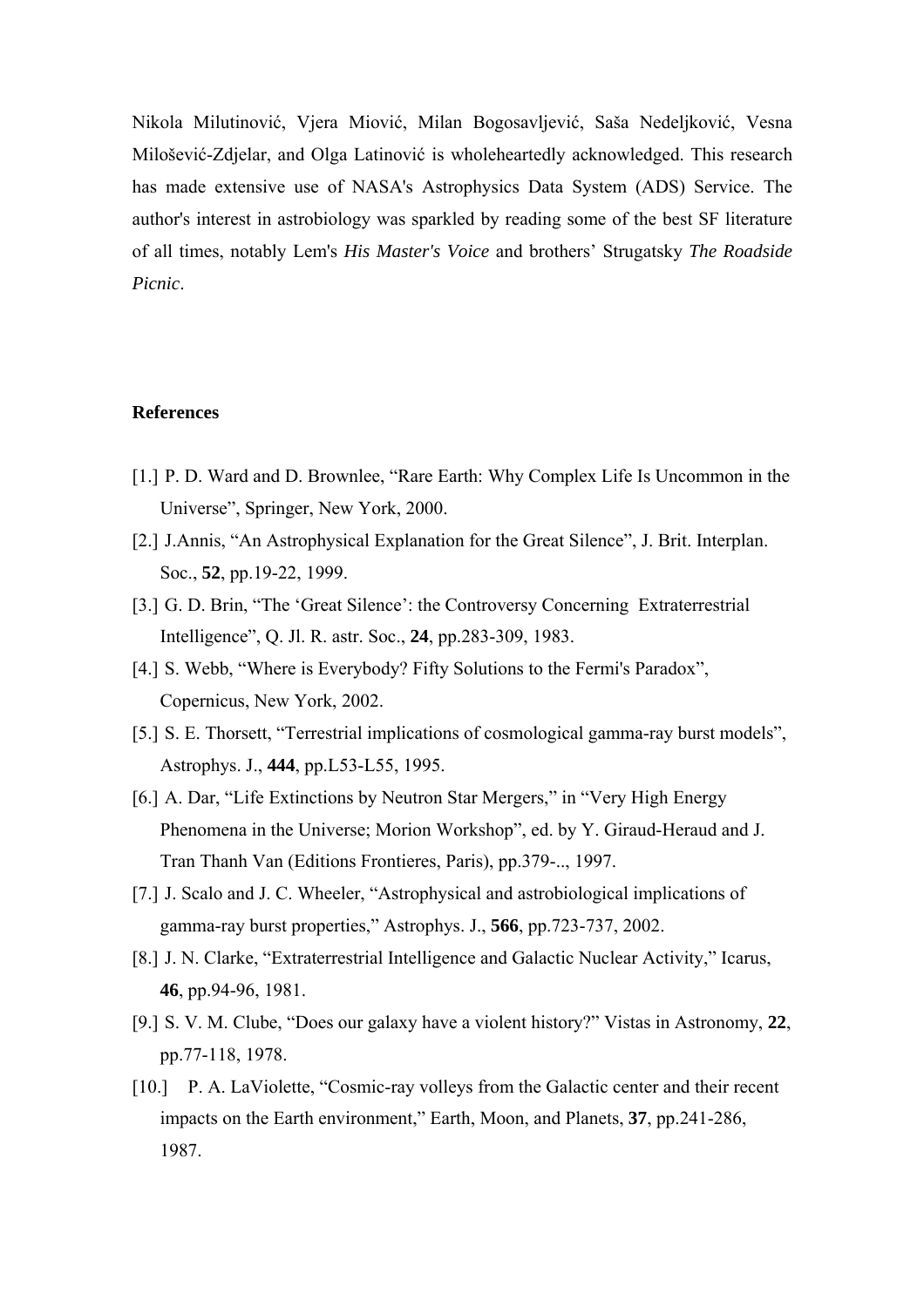Nikola Milutinović, Vjera Miović, Milan Bogosavljević, Saša Nedeljković, Vesna Milošević-Zdjelar, and Olga Latinović is wholeheartedly acknowledged. This research has made extensive use of NASA's Astrophysics Data System (ADS) Service. The author's interest in astrobiology was sparkled by reading some of the best SF literature of all times, notably Lem's *His Master's Voice* and brothers' Strugatsky *The Roadside Picnic*.

**References**

[1.] P. D. Ward and D. Brownlee, "Rare Earth: Why Complex Life Is Uncommon in the Universe", Springer, New York, 2000.

[2.] J.Annis, "An Astrophysical Explanation for the Great Silence", J. Brit. Interplan. Soc., **52**, pp.19-22, 1999.

[3.] G. D. Brin, "The 'Great Silence': the Controversy Concerning Extraterrestrial Intelligence", Q. Jl. R. astr. Soc., **24**, pp.283-309, 1983.

[4.] S. Webb, "Where is Everybody? Fifty Solutions to the Fermi's Paradox", Copernicus, New York, 2002.

[5.] S. E. Thorsett, "Terrestrial implications of cosmological gamma-ray burst models", Astrophys. J., **444**, pp.L53-L55, 1995.

[6.] A. Dar, "Life Extinctions by Neutron Star Mergers," in "Very High Energy Phenomena in the Universe; Morion Workshop", ed. by Y. Giraud-Heraud and J. Tran Thanh Van (Editions Frontieres, Paris), pp.379-.., 1997.

[7.] J. Scalo and J. C. Wheeler, "Astrophysical and astrobiological implications of gamma-ray burst properties," Astrophys. J., **566**, pp.723-737, 2002.

[8.] J. N. Clarke, "Extraterrestrial Intelligence and Galactic Nuclear Activity," Icarus, **46**, pp.94-96, 1981.

[9.] S. V. M. Clube, "Does our galaxy have a violent history?" Vistas in Astronomy, **22**, pp.77-118, 1978.

[10.] P. A. LaViolette, "Cosmic-ray volleys from the Galactic center and their recent impacts on the Earth environment," Earth, Moon, and Planets, **37**, pp.241-286, 1987.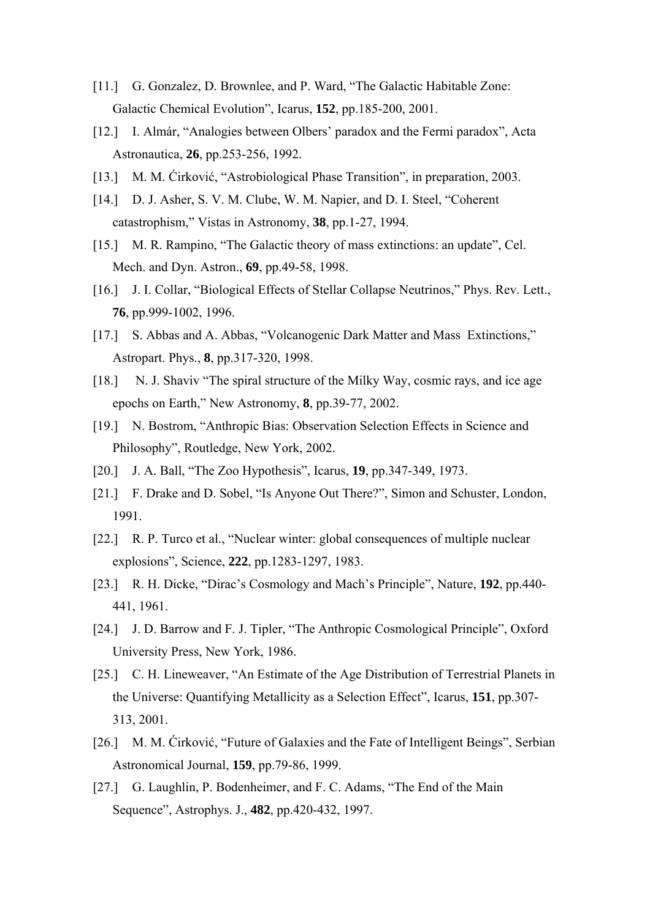[11.] G. Gonzalez, D. Brownlee, and P. Ward, "The Galactic Habitable Zone: Galactic Chemical Evolution", Icarus, **152**, pp.185-200, 2001.

[12.] I. Almár, "Analogies between Olbers' paradox and the Fermi paradox", Acta Astronautica, **26**, pp.253-256, 1992.

[13.] M. M. Ćirković, "Astrobiological Phase Transition", in preparation, 2003.

[14.] D. J. Asher, S. V. M. Clube, W. M. Napier, and D. I. Steel, "Coherent catastrophism," Vistas in Astronomy, **38**, pp.1-27, 1994.

[15.] M. R. Rampino, "The Galactic theory of mass extinctions: an update", Cel. Mech. and Dyn. Astron., **69**, pp.49-58, 1998.

[16.] J. I. Collar, "Biological Effects of Stellar Collapse Neutrinos," Phys. Rev. Lett., **76**, pp.999-1002, 1996.

[17.] S. Abbas and A. Abbas, "Volcanogenic Dark Matter and Mass Extinctions," Astropart. Phys., **8**, pp.317-320, 1998.

[18.] N. J. Shaviv "The spiral structure of the Milky Way, cosmic rays, and ice age epochs on Earth," New Astronomy, **8**, pp.39-77, 2002.

[19.] N. Bostrom, "Anthropic Bias: Observation Selection Effects in Science and Philosophy", Routledge, New York, 2002.

[20.] J. A. Ball, "The Zoo Hypothesis", Icarus, **19**, pp.347-349, 1973.

[21.] F. Drake and D. Sobel, "Is Anyone Out There?", Simon and Schuster, London, 1991.

[22.] R. P. Turco et al., "Nuclear winter: global consequences of multiple nuclear explosions", Science, **222**, pp.1283-1297, 1983.

[23.] R. H. Dicke, "Dirac's Cosmology and Mach's Principle", Nature, **192**, pp.440-441, 1961.

[24.] J. D. Barrow and F. J. Tipler, "The Anthropic Cosmological Principle", Oxford University Press, New York, 1986.

[25.] C. H. Lineweaver, "An Estimate of the Age Distribution of Terrestrial Planets in the Universe: Quantifying Metallicity as a Selection Effect", Icarus, **151**, pp.307-313, 2001.

[26.] M. M. Ćirković, "Future of Galaxies and the Fate of Intelligent Beings", Serbian Astronomical Journal, **159**, pp.79-86, 1999.

[27.] G. Laughlin, P. Bodenheimer, and F. C. Adams, "The End of the Main Sequence", Astrophys. J., **482**, pp.420-432, 1997.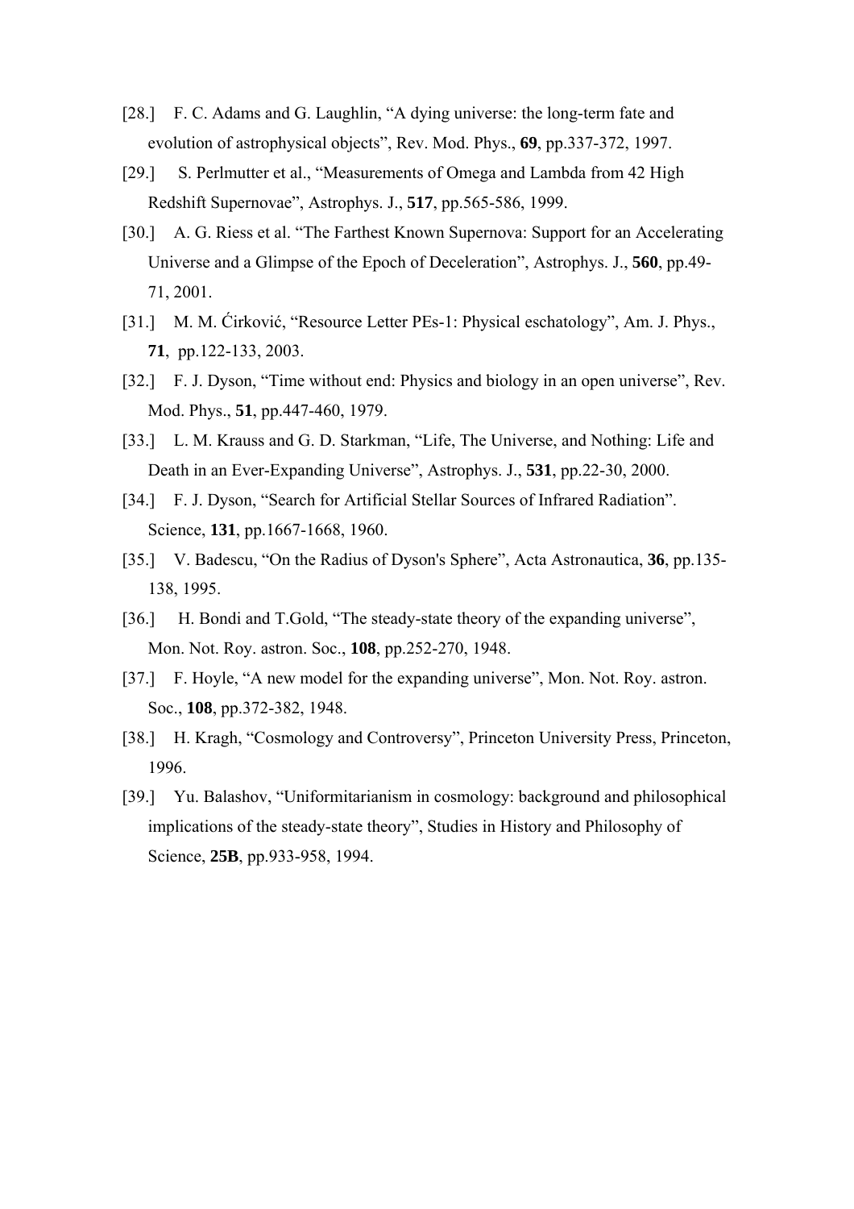[28.] F. C. Adams and G. Laughlin, “A dying universe: the long-term fate and evolution of astrophysical objects”, Rev. Mod. Phys., **69**, pp.337-372, 1997.

[29.] S. Perlmutter et al., “Measurements of Omega and Lambda from 42 High Redshift Supernovae”, Astrophys. J., **517**, pp.565-586, 1999.

[30.] A. G. Riess et al. “The Farthest Known Supernova: Support for an Accelerating Universe and a Glimpse of the Epoch of Deceleration”, Astrophys. J., **560**, pp.49-71, 2001.

[31.] M. M. Ćirković, “Resource Letter PEs-1: Physical eschatology”, Am. J. Phys., **71**, pp.122-133, 2003.

[32.] F. J. Dyson, “Time without end: Physics and biology in an open universe”, Rev. Mod. Phys., **51**, pp.447-460, 1979.

[33.] L. M. Krauss and G. D. Starkman, “Life, The Universe, and Nothing: Life and Death in an Ever-Expanding Universe”, Astrophys. J., **531**, pp.22-30, 2000.

[34.] F. J. Dyson, “Search for Artificial Stellar Sources of Infrared Radiation”. Science, **131**, pp.1667-1668, 1960.

[35.] V. Badescu, “On the Radius of Dyson's Sphere”, Acta Astronautica, **36**, pp.135-138, 1995.

[36.] H. Bondi and T.Gold, “The steady-state theory of the expanding universe”, Mon. Not. Roy. astron. Soc., **108**, pp.252-270, 1948.

[37.] F. Hoyle, “A new model for the expanding universe”, Mon. Not. Roy. astron. Soc., **108**, pp.372-382, 1948.

[38.] H. Kragh, “Cosmology and Controversy”, Princeton University Press, Princeton, 1996.

[39.] Yu. Balashov, “Uniformitarianism in cosmology: background and philosophical implications of the steady-state theory”, Studies in History and Philosophy of Science, **25B**, pp.933-958, 1994.